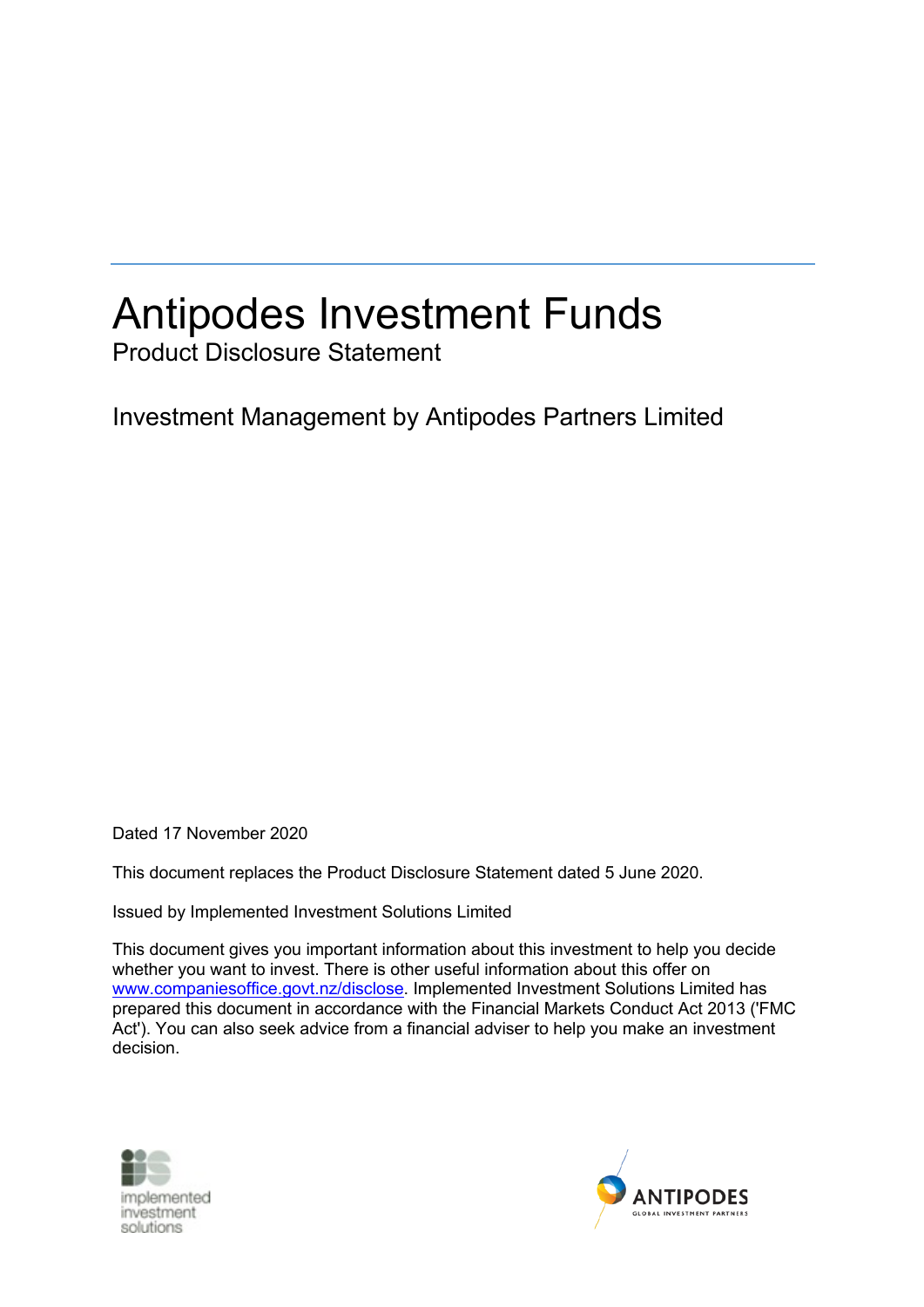# Antipodes Investment Funds

## Product Disclosure Statement

## Investment Management by Antipodes Partners Limited

Dated 17 November 2020

This document replaces the Product Disclosure Statement dated 5 June 2020.

Issued by Implemented Investment Solutions Limited

This document gives you important information about this investment to help you decide whether you want to invest. There is other useful information about this offer on [www.companiesoffice.govt.nz/disclose](http://www.companiesoffice.govt.nz/disclose). Implemented Investment Solutions Limited has prepared this document in accordance with the Financial Markets Conduct Act 2013 ('FMC Act'). You can also seek advice from a financial adviser to help you make an investment decision.

implemented investment solutions

ANTIPODES GLOBAL INVESTMENT PARTNERS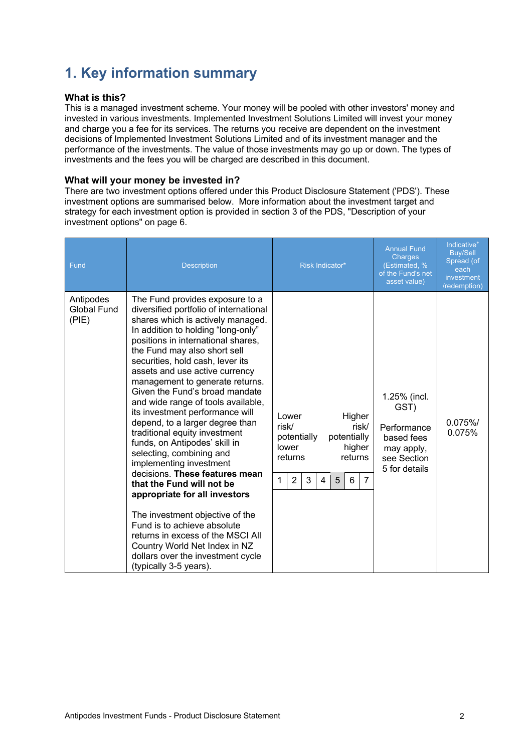# 1. Key information summary

### What is this?

This is a managed investment scheme. Your money will be pooled with other investors' money and invested in various investments. Implemented Investment Solutions Limited will invest your money and charge you a fee for its services. The returns you receive are dependent on the investment decisions of Implemented Investment Solutions Limited and of its investment manager and the performance of the investments. The value of those investments may go up or down. The types of investments and the fees you will be charged are described in this document.

### What will your money be invested in?

There are two investment options offered under this Product Disclosure Statement ('PDS'). These investment options are summarised below. More information about the investment target and strategy for each investment option is provided in section 3 of the PDS, "Description of your investment options" on page 6.

| Fund | Description | Risk Indicator* | Annual Fund Charges (Estimated, % of the Fund's net asset value) | Indicative* Buy/Sell Spread (of each investment /redemption) |
|---|---|---|---|---|
| Antipodes Global Fund (PIE) | The Fund provides exposure to a diversified portfolio of international shares which is actively managed. In addition to holding "long-only" positions in international shares, the Fund may also short sell securities, hold cash, lever its assets and use active currency management to generate returns. Given the Fund's broad mandate and wide range of tools available, its investment performance will depend, to a larger degree than traditional equity investment funds, on Antipodes' skill in selecting, combining and implementing investment decisions. **These features mean that the Fund will not be appropriate for all investors**<br><br>The investment objective of the Fund is to achieve absolute returns in excess of the MSCI All Country World Net Index in NZ dollars over the investment cycle (typically 3-5 years). | Lower risk/ potentially lower returns — Higher risk/ potentially higher returns<br>1 \| 2 \| 3 \| 4 \| **5** \| 6 \| 7 (risk indicator: 5) | 1.25% (incl. GST)<br><br>Performance based fees may apply, see Section 5 for details | 0.075%/ 0.075% |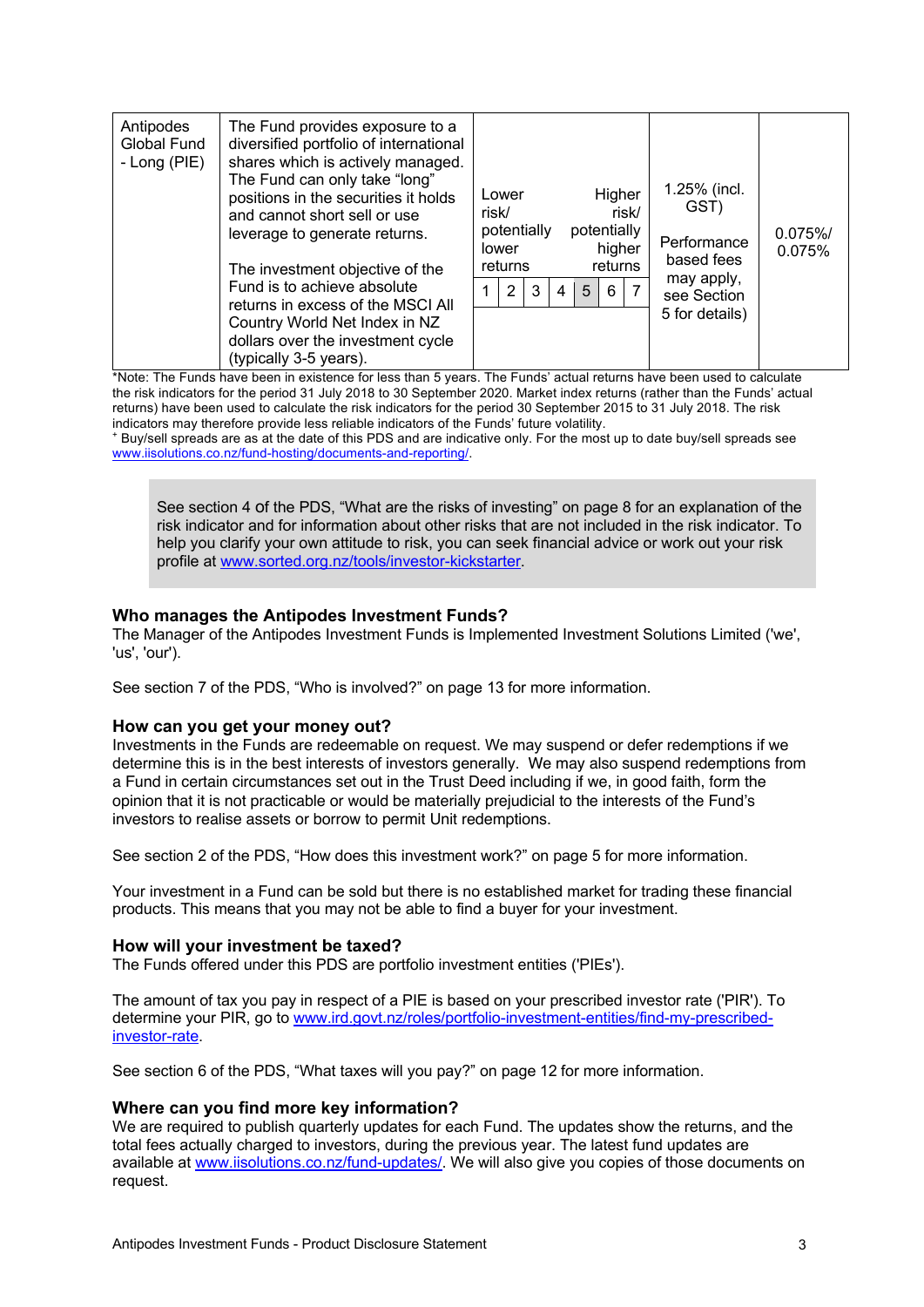| Antipodes Global Fund - Long (PIE) | The Fund provides exposure to a diversified portfolio of international shares which is actively managed. The Fund can only take "long" positions in the securities it holds and cannot short sell or use leverage to generate returns.<br><br>The investment objective of the Fund is to achieve absolute returns in excess of the MSCI All Country World Index in NZ dollars over the investment cycle (typically 3-5 years). | Lower risk/ potentially lower returns — Higher risk/ potentially higher returns<br>1 \| 2 \| 3 \| 4 \| **5** \| 6 \| 7 | 1.25% (incl. GST)<br><br>Performance based fees may apply, see Section 5 for details) | 0.075%/ 0.075% |
|---|---|---|---|---|

*Note: The Funds have been in existence for less than 5 years. The Funds' actual returns have been used to calculate the risk indicators for the period 31 July 2018 to 30 September 2020. Market index returns (rather than the Funds' actual returns) have been used to calculate the risk indicators for the period 30 September 2015 to 31 July 2018. The risk indicators may therefore provide less reliable indicators of the Funds' future volatility.

+ Buy/sell spreads are as at the date of this PDS and are indicative only. For the most up to date buy/sell spreads see www.iisolutions.co.nz/fund-hosting/documents-and-reporting/.

> See section 4 of the PDS, "What are the risks of investing" on page 8 for an explanation of the risk indicator and for information about other risks that are not included in the risk indicator. To help you clarify your own attitude to risk, you can seek financial advice or work out your risk profile at www.sorted.org.nz/tools/investor-kickstarter.

### Who manages the Antipodes Investment Funds?

The Manager of the Antipodes Investment Funds is Implemented Investment Solutions Limited ('we', 'us', 'our').

See section 7 of the PDS, "Who is involved?" on page 13 for more information.

### How can you get your money out?

Investments in the Funds are redeemable on request. We may suspend or defer redemptions if we determine this is in the best interests of investors generally. We may also suspend redemptions from a Fund in certain circumstances set out in the Trust Deed including if we, in good faith, form the opinion that it is not practicable or would be materially prejudicial to the interests of the Fund's investors to realise assets or borrow to permit Unit redemptions.

See section 2 of the PDS, "How does this investment work?" on page 5 for more information.

Your investment in a Fund can be sold but there is no established market for trading these financial products. This means that you may not be able to find a buyer for your investment.

### How will your investment be taxed?

The Funds offered under this PDS are portfolio investment entities ('PIEs').

The amount of tax you pay in respect of a PIE is based on your prescribed investor rate ('PIR'). To determine your PIR, go to www.ird.govt.nz/roles/portfolio-investment-entities/find-my-prescribed-investor-rate.

See section 6 of the PDS, "What taxes will you pay?" on page 12 for more information.

### Where can you find more key information?

We are required to publish quarterly updates for each Fund. The updates show the returns, and the total fees actually charged to investors, during the previous year. The latest fund updates are available at www.iisolutions.co.nz/fund-updates/. We will also give you copies of those documents on request.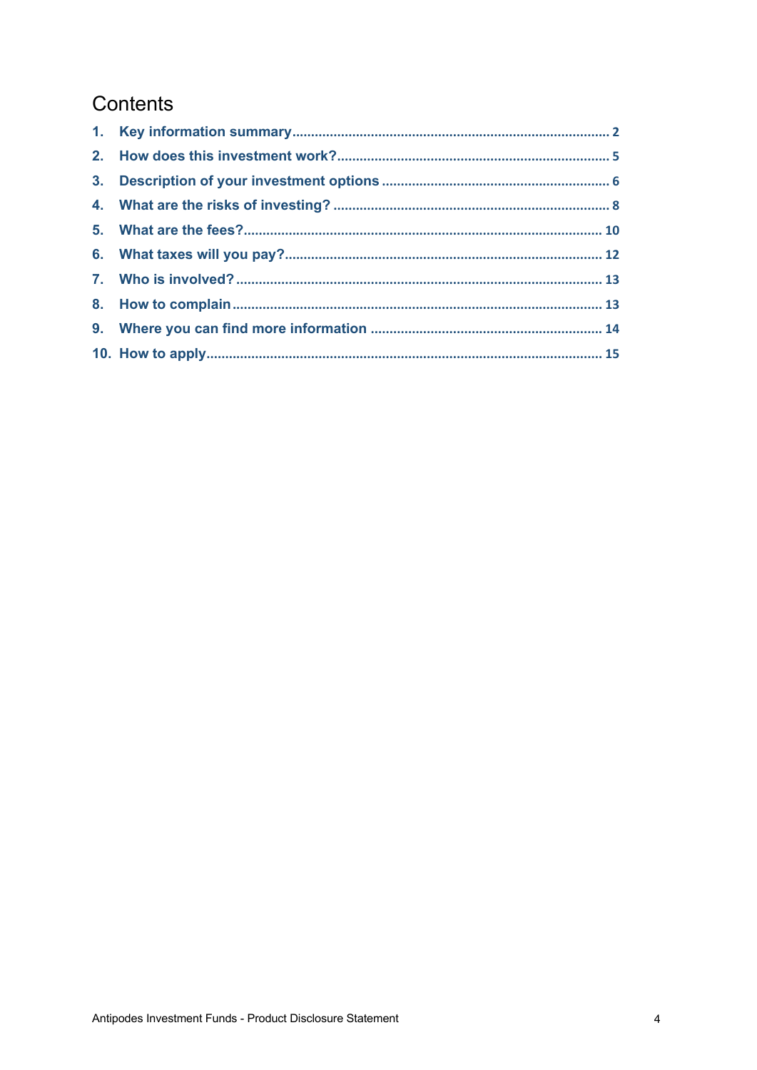# Contents

1. Key information summary ........ 2
2. How does this investment work? ........ 5
3. Description of your investment options ........ 6
4. What are the risks of investing? ........ 8
5. What are the fees? ........ 10
6. What taxes will you pay? ........ 12
7. Who is involved? ........ 13
8. How to complain ........ 13
9. Where you can find more information ........ 14
10. How to apply ........ 15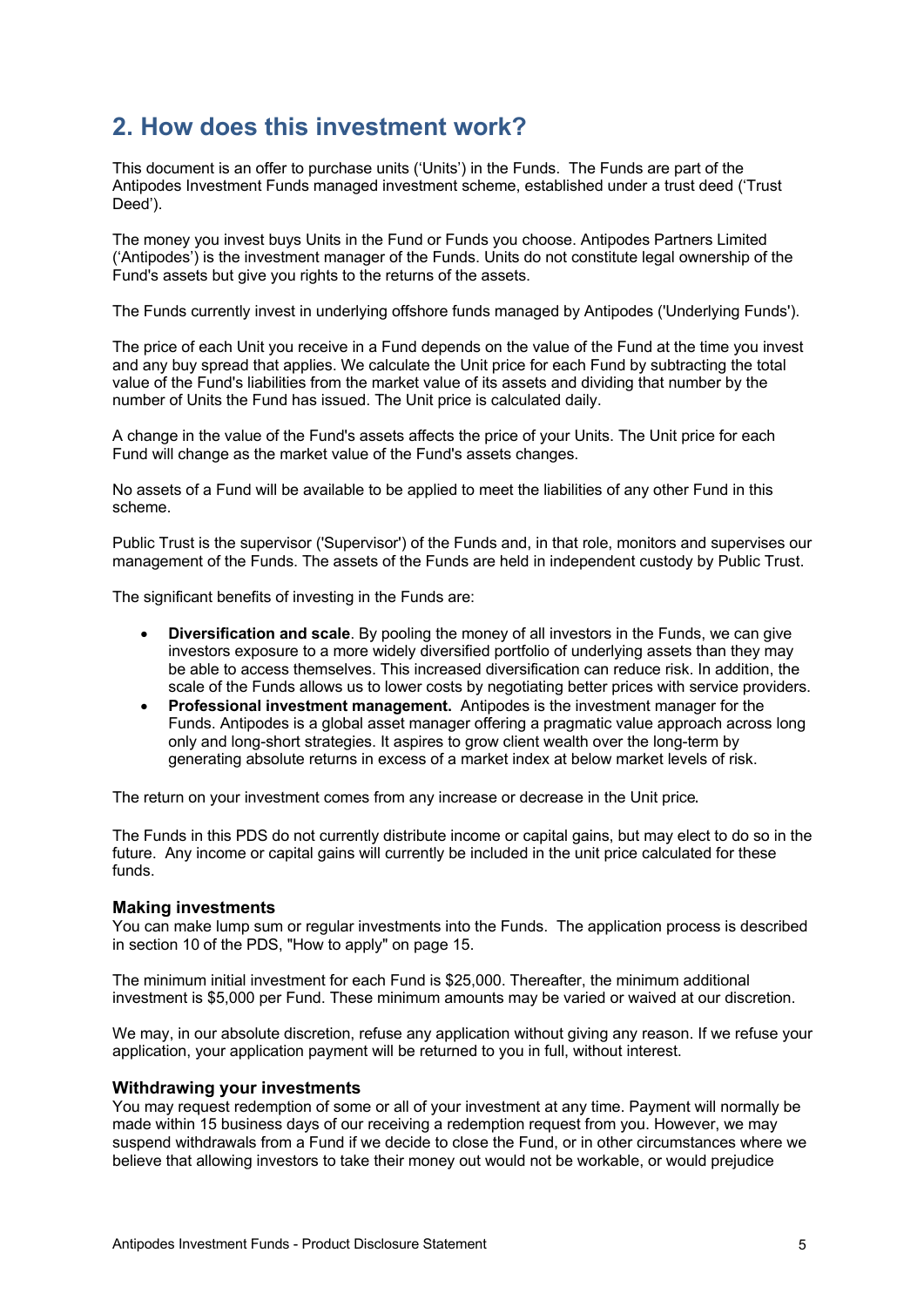## 2. How does this investment work?

This document is an offer to purchase units ('Units') in the Funds. The Funds are part of the Antipodes Investment Funds managed investment scheme, established under a trust deed ('Trust Deed').

The money you invest buys Units in the Fund or Funds you choose. Antipodes Partners Limited ('Antipodes') is the investment manager of the Funds. Units do not constitute legal ownership of the Fund's assets but give you rights to the returns of the assets.

The Funds currently invest in underlying offshore funds managed by Antipodes ('Underlying Funds').

The price of each Unit you receive in a Fund depends on the value of the Fund at the time you invest and any buy spread that applies. We calculate the Unit price for each Fund by subtracting the total value of the Fund's liabilities from the market value of its assets and dividing that number by the number of Units the Fund has issued. The Unit price is calculated daily.

A change in the value of the Fund's assets affects the price of your Units. The Unit price for each Fund will change as the market value of the Fund's assets changes.

No assets of a Fund will be available to be applied to meet the liabilities of any other Fund in this scheme.

Public Trust is the supervisor ('Supervisor') of the Funds and, in that role, monitors and supervises our management of the Funds. The assets of the Funds are held in independent custody by Public Trust.

The significant benefits of investing in the Funds are:

- **Diversification and scale**. By pooling the money of all investors in the Funds, we can give investors exposure to a more widely diversified portfolio of underlying assets than they may be able to access themselves. This increased diversification can reduce risk. In addition, the scale of the Funds allows us to lower costs by negotiating better prices with service providers.
- **Professional investment management.** Antipodes is the investment manager for the Funds. Antipodes is a global asset manager offering a pragmatic value approach across long only and long-short strategies. It aspires to grow client wealth over the long-term by generating absolute returns in excess of a market index at below market levels of risk.

The return on your investment comes from any increase or decrease in the Unit price.

The Funds in this PDS do not currently distribute income or capital gains, but may elect to do so in the future. Any income or capital gains will currently be included in the unit price calculated for these funds.

### Making investments

You can make lump sum or regular investments into the Funds. The application process is described in section 10 of the PDS, "How to apply" on page 15.

The minimum initial investment for each Fund is $25,000. Thereafter, the minimum additional investment is $5,000 per Fund. These minimum amounts may be varied or waived at our discretion.

We may, in our absolute discretion, refuse any application without giving any reason. If we refuse your application, your application payment will be returned to you in full, without interest.

### Withdrawing your investments

You may request redemption of some or all of your investment at any time. Payment will normally be made within 15 business days of our receiving a redemption request from you. However, we may suspend withdrawals from a Fund if we decide to close the Fund, or in other circumstances where we believe that allowing investors to take their money out would not be workable, or would prejudice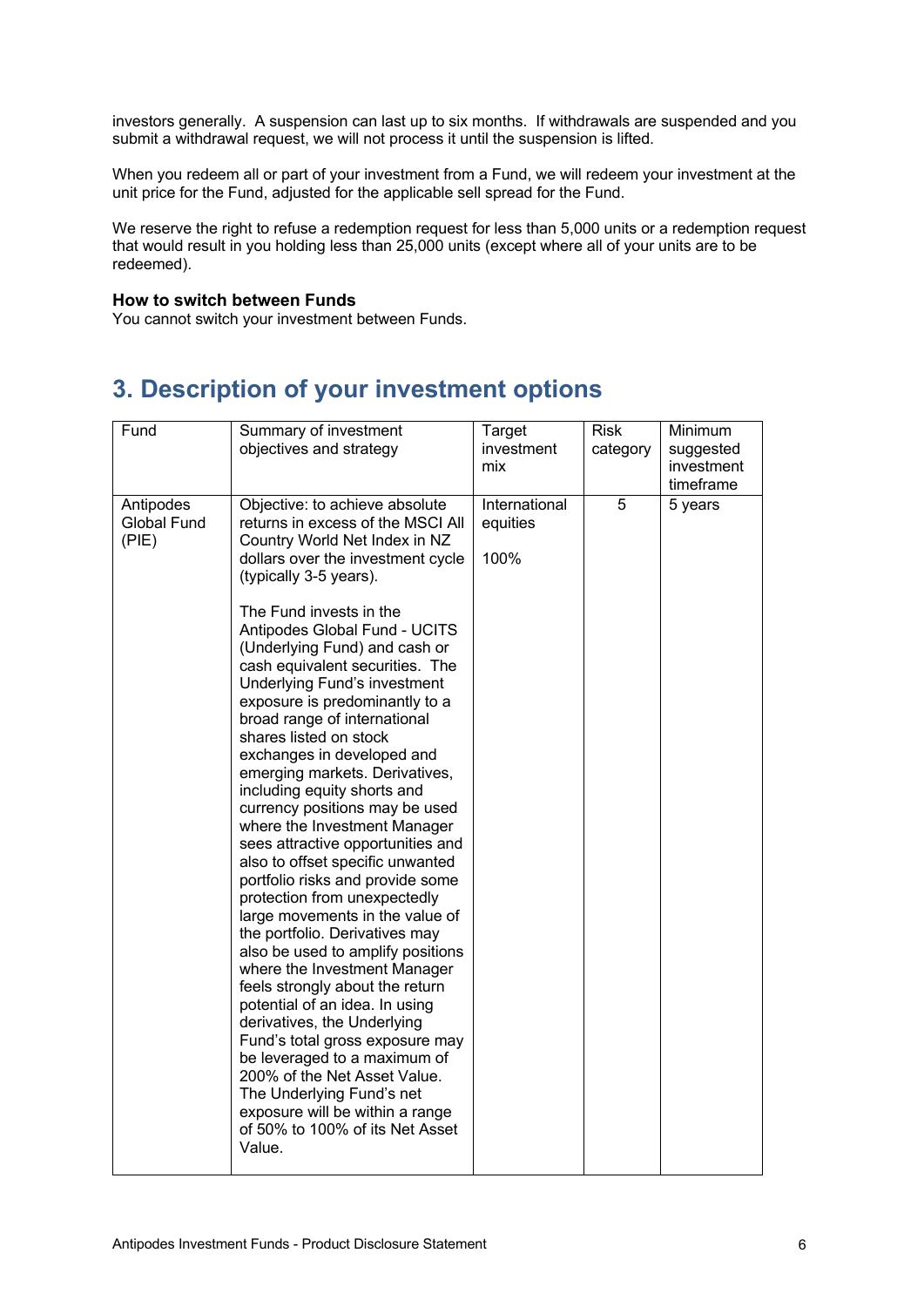investors generally. A suspension can last up to six months. If withdrawals are suspended and you submit a withdrawal request, we will not process it until the suspension is lifted.

When you redeem all or part of your investment from a Fund, we will redeem your investment at the unit price for the Fund, adjusted for the applicable sell spread for the Fund.

We reserve the right to refuse a redemption request for less than 5,000 units or a redemption request that would result in you holding less than 25,000 units (except where all of your units are to be redeemed).

**How to switch between Funds**

You cannot switch your investment between Funds.

## 3. Description of your investment options

| Fund | Summary of investment objectives and strategy | Target investment mix | Risk category | Minimum suggested investment timeframe |
|---|---|---|---|---|
| Antipodes Global Fund (PIE) | Objective: to achieve absolute returns in excess of the MSCI All Country World Net Index in NZ dollars over the investment cycle (typically 3-5 years).<br><br>The Fund invests in the Antipodes Global Fund - UCITS (Underlying Fund) and cash or cash equivalent securities. The Underlying Fund's investment exposure is predominantly to a broad range of international shares listed on stock exchanges in developed and emerging markets. Derivatives, including equity shorts and currency positions may be used where the Investment Manager sees attractive opportunities and also to offset specific unwanted portfolio risks and provide some protection from unexpectedly large movements in the value of the portfolio. Derivatives may also be used to amplify positions where the Investment Manager feels strongly about the return potential of an idea. In using derivatives, the Underlying Fund's total gross exposure may be leveraged to a maximum of 200% of the Net Asset Value. The Underlying Fund's net exposure will be within a range of 50% to 100% of its Net Asset Value. | International equities<br><br>100% | 5 | 5 years |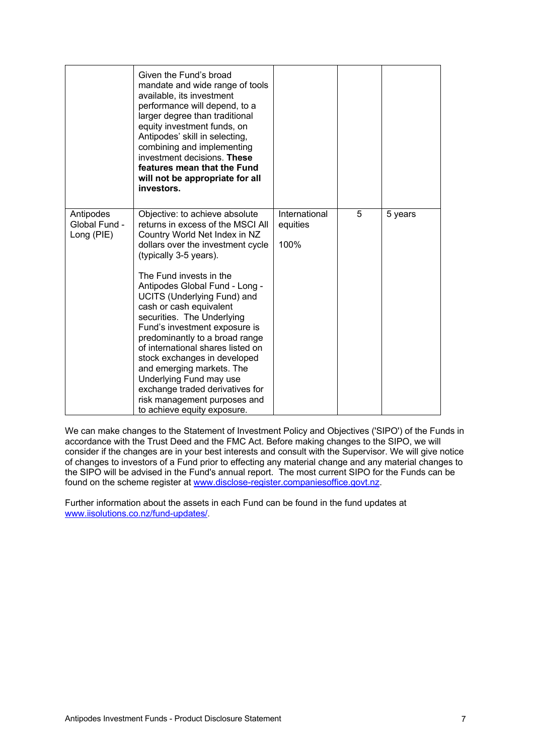| | | | | |
|---|---|---|---|---|
| | Given the Fund's broad mandate and wide range of tools available, its investment performance will depend, to a larger degree than traditional equity investment funds, on Antipodes' skill in selecting, combining and implementing investment decisions. **These features mean that the Fund will not be appropriate for all investors.** | | | |
| Antipodes Global Fund - Long (PIE) | Objective: to achieve absolute returns in excess of the MSCI All Country World Net Index in NZ dollars over the investment cycle (typically 3-5 years).<br><br>The Fund invests in the Antipodes Global Fund - Long - UCITS (Underlying Fund) and cash or cash equivalent securities. The Underlying Fund's investment exposure is predominantly to a broad range of international shares listed on stock exchanges in developed and emerging markets. The Underlying Fund may use exchange traded derivatives for risk management purposes and to achieve equity exposure. | International equities<br><br>100% | 5 | 5 years |

We can make changes to the Statement of Investment Policy and Objectives ('SIPO') of the Funds in accordance with the Trust Deed and the FMC Act. Before making changes to the SIPO, we will consider if the changes are in your best interests and consult with the Supervisor. We will give notice of changes to investors of a Fund prior to effecting any material change and any material changes to the SIPO will be advised in the Fund's annual report. The most current SIPO for the Funds can be found on the scheme register at www.disclose-register.companiesoffice.govt.nz.

Further information about the assets in each Fund can be found in the fund updates at www.iisolutions.co.nz/fund-updates/.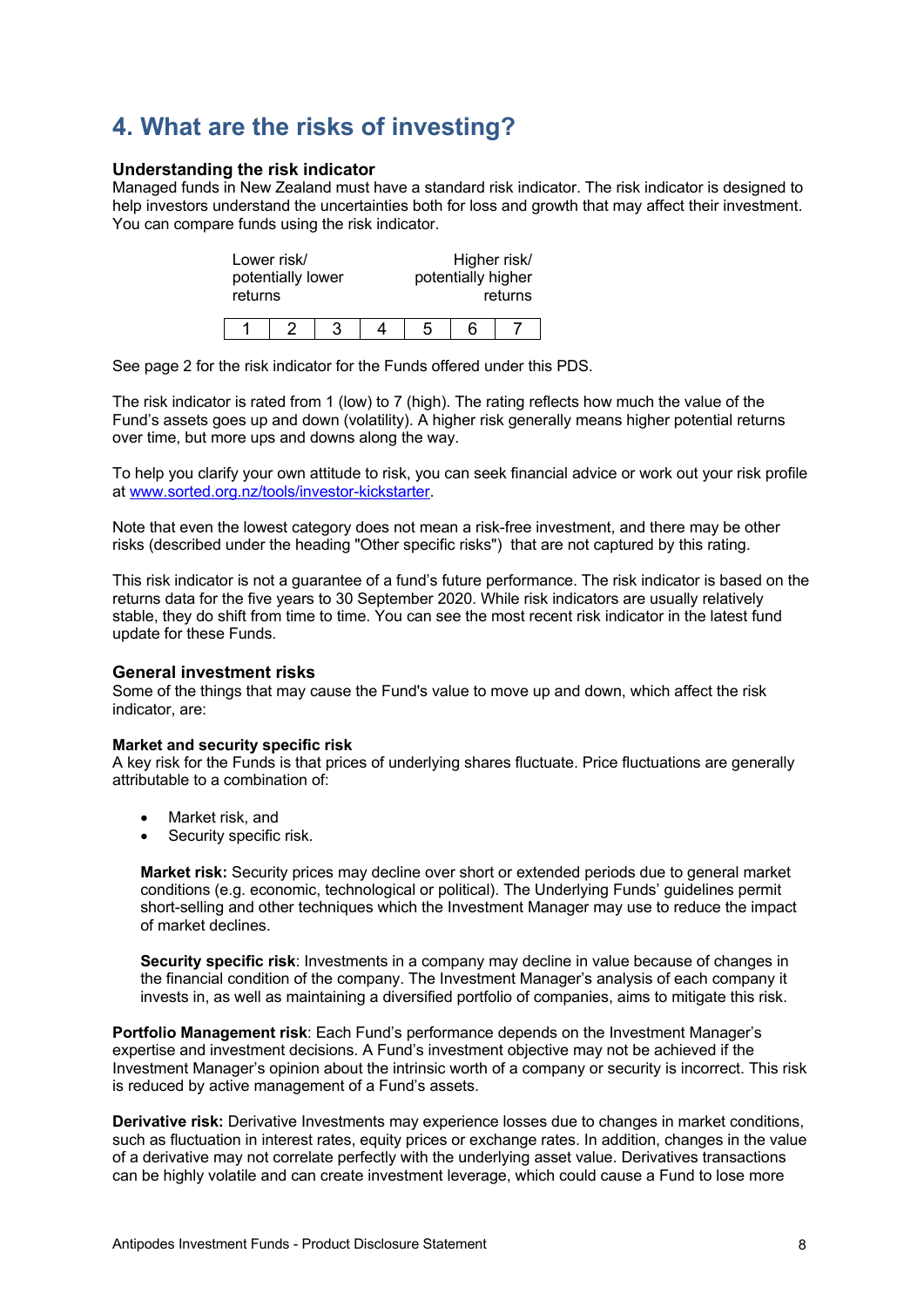# 4. What are the risks of investing?

### Understanding the risk indicator

Managed funds in New Zealand must have a standard risk indicator. The risk indicator is designed to help investors understand the uncertainties both for loss and growth that may affect their investment. You can compare funds using the risk indicator.

| Lower risk/ potentially lower returns | | | | | | Higher risk/ potentially higher returns |
|---|---|---|---|---|---|---|
| 1 | 2 | 3 | 4 | 5 | 6 | 7 |

See page 2 for the risk indicator for the Funds offered under this PDS.

The risk indicator is rated from 1 (low) to 7 (high). The rating reflects how much the value of the Fund's assets goes up and down (volatility). A higher risk generally means higher potential returns over time, but more ups and downs along the way.

To help you clarify your own attitude to risk, you can seek financial advice or work out your risk profile at [www.sorted.org.nz/tools/investor-kickstarter](www.sorted.org.nz/tools/investor-kickstarter).

Note that even the lowest category does not mean a risk-free investment, and there may be other risks (described under the heading "Other specific risks") that are not captured by this rating.

This risk indicator is not a guarantee of a fund's future performance. The risk indicator is based on the returns data for the five years to 30 September 2020. While risk indicators are usually relatively stable, they do shift from time to time. You can see the most recent risk indicator in the latest fund update for these Funds.

### General investment risks

Some of the things that may cause the Fund's value to move up and down, which affect the risk indicator, are:

**Market and security specific risk**

A key risk for the Funds is that prices of underlying shares fluctuate. Price fluctuations are generally attributable to a combination of:

- Market risk, and
- Security specific risk.

**Market risk:** Security prices may decline over short or extended periods due to general market conditions (e.g. economic, technological or political). The Underlying Funds' guidelines permit short-selling and other techniques which the Investment Manager may use to reduce the impact of market declines.

**Security specific risk**: Investments in a company may decline in value because of changes in the financial condition of the company. The Investment Manager's analysis of each company it invests in, as well as maintaining a diversified portfolio of companies, aims to mitigate this risk.

**Portfolio Management risk**: Each Fund's performance depends on the Investment Manager's expertise and investment decisions. A Fund's investment objective may not be achieved if the Investment Manager's opinion about the intrinsic worth of a company or security is incorrect. This risk is reduced by active management of a Fund's assets.

**Derivative risk:** Derivative Investments may experience losses due to changes in market conditions, such as fluctuation in interest rates, equity prices or exchange rates. In addition, changes in the value of a derivative may not correlate perfectly with the underlying asset value. Derivatives transactions can be highly volatile and can create investment leverage, which could cause a Fund to lose more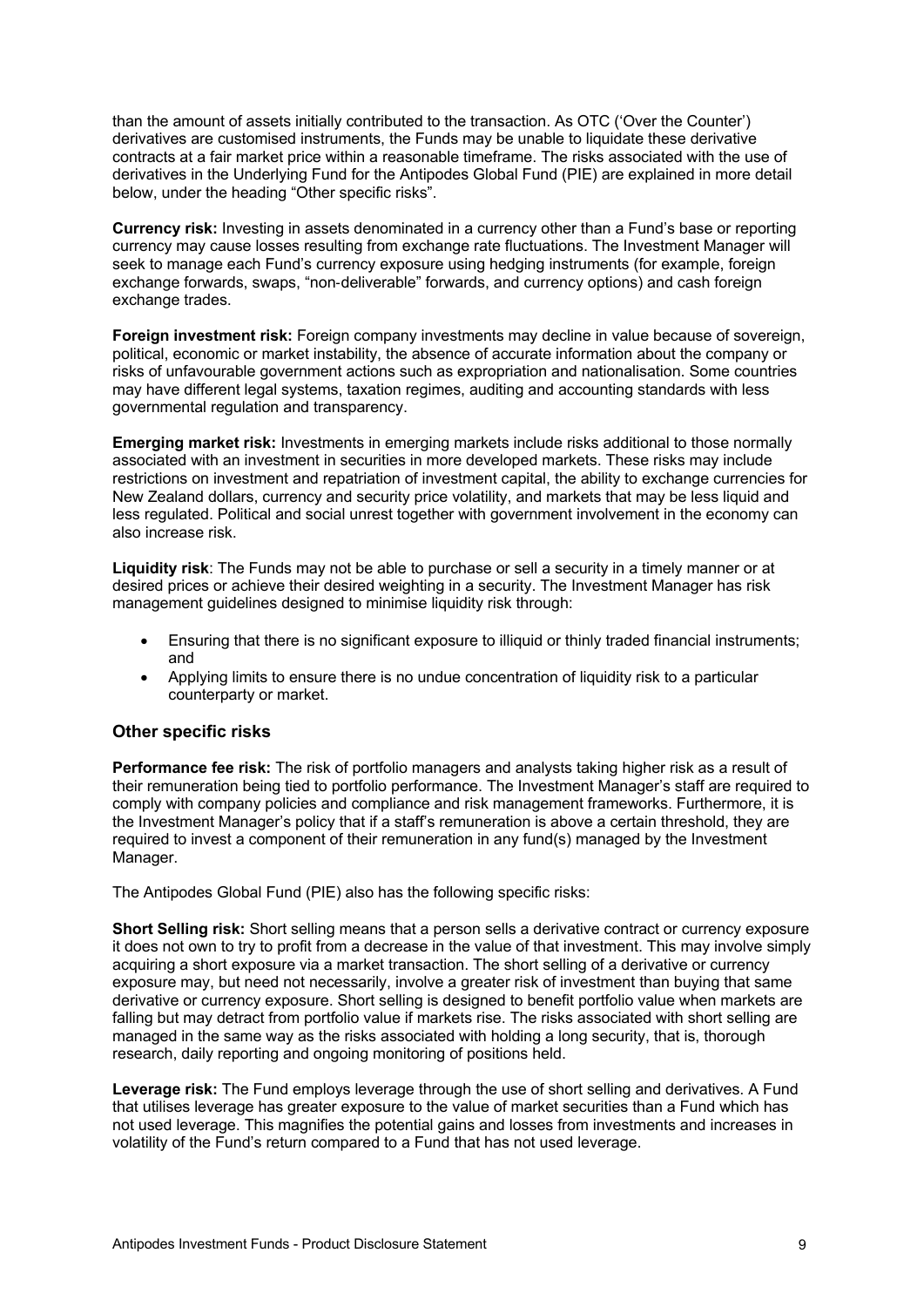than the amount of assets initially contributed to the transaction. As OTC ('Over the Counter') derivatives are customised instruments, the Funds may be unable to liquidate these derivative contracts at a fair market price within a reasonable timeframe. The risks associated with the use of derivatives in the Underlying Fund for the Antipodes Global Fund (PIE) are explained in more detail below, under the heading "Other specific risks".

**Currency risk:** Investing in assets denominated in a currency other than a Fund's base or reporting currency may cause losses resulting from exchange rate fluctuations. The Investment Manager will seek to manage each Fund's currency exposure using hedging instruments (for example, foreign exchange forwards, swaps, "non-deliverable" forwards, and currency options) and cash foreign exchange trades.

**Foreign investment risk:** Foreign company investments may decline in value because of sovereign, political, economic or market instability, the absence of accurate information about the company or risks of unfavourable government actions such as expropriation and nationalisation. Some countries may have different legal systems, taxation regimes, auditing and accounting standards with less governmental regulation and transparency.

**Emerging market risk:** Investments in emerging markets include risks additional to those normally associated with an investment in securities in more developed markets. These risks may include restrictions on investment and repatriation of investment capital, the ability to exchange currencies for New Zealand dollars, currency and security price volatility, and markets that may be less liquid and less regulated. Political and social unrest together with government involvement in the economy can also increase risk.

**Liquidity risk**: The Funds may not be able to purchase or sell a security in a timely manner or at desired prices or achieve their desired weighting in a security. The Investment Manager has risk management guidelines designed to minimise liquidity risk through:

- Ensuring that there is no significant exposure to illiquid or thinly traded financial instruments; and
- Applying limits to ensure there is no undue concentration of liquidity risk to a particular counterparty or market.

### Other specific risks

**Performance fee risk:** The risk of portfolio managers and analysts taking higher risk as a result of their remuneration being tied to portfolio performance. The Investment Manager's staff are required to comply with company policies and compliance and risk management frameworks. Furthermore, it is the Investment Manager's policy that if a staff's remuneration is above a certain threshold, they are required to invest a component of their remuneration in any fund(s) managed by the Investment Manager.

The Antipodes Global Fund (PIE) also has the following specific risks:

**Short Selling risk:** Short selling means that a person sells a derivative contract or currency exposure it does not own to try to profit from a decrease in the value of that investment. This may involve simply acquiring a short exposure via a market transaction. The short selling of a derivative or currency exposure may, but need not necessarily, involve a greater risk of investment than buying that same derivative or currency exposure. Short selling is designed to benefit portfolio value when markets are falling but may detract from portfolio value if markets rise. The risks associated with short selling are managed in the same way as the risks associated with holding a long security, that is, thorough research, daily reporting and ongoing monitoring of positions held.

**Leverage risk:** The Fund employs leverage through the use of short selling and derivatives. A Fund that utilises leverage has greater exposure to the value of market securities than a Fund which has not used leverage. This magnifies the potential gains and losses from investments and increases in volatility of the Fund's return compared to a Fund that has not used leverage.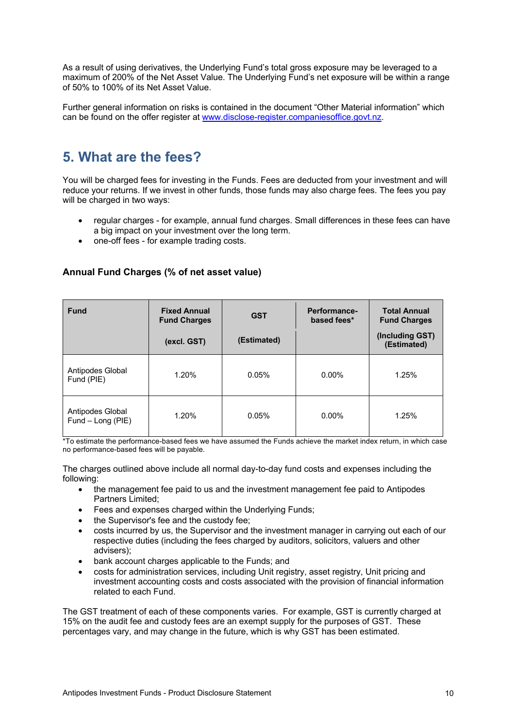As a result of using derivatives, the Underlying Fund's total gross exposure may be leveraged to a maximum of 200% of the Net Asset Value. The Underlying Fund's net exposure will be within a range of 50% to 100% of its Net Asset Value.

Further general information on risks is contained in the document "Other Material information" which can be found on the offer register at www.disclose-register.companiesoffice.govt.nz.

## 5. What are the fees?

You will be charged fees for investing in the Funds. Fees are deducted from your investment and will reduce your returns. If we invest in other funds, those funds may also charge fees. The fees you pay will be charged in two ways:

- regular charges - for example, annual fund charges. Small differences in these fees can have a big impact on your investment over the long term.
- one-off fees - for example trading costs.

### Annual Fund Charges (% of net asset value)

| Fund | Fixed Annual Fund Charges (excl. GST) | GST (Estimated) | Performance-based fees* | Total Annual Fund Charges (Including GST) (Estimated) |
|---|---|---|---|---|
| Antipodes Global Fund (PIE) | 1.20% | 0.05% | 0.00% | 1.25% |
| Antipodes Global Fund – Long (PIE) | 1.20% | 0.05% | 0.00% | 1.25% |

*To estimate the performance-based fees we have assumed the Funds achieve the market index return, in which case no performance-based fees will be payable.

The charges outlined above include all normal day-to-day fund costs and expenses including the following:

- the management fee paid to us and the investment management fee paid to Antipodes Partners Limited;
- Fees and expenses charged within the Underlying Funds;
- the Supervisor's fee and the custody fee;
- costs incurred by us, the Supervisor and the investment manager in carrying out each of our respective duties (including the fees charged by auditors, solicitors, valuers and other advisers);
- bank account charges applicable to the Funds; and
- costs for administration services, including Unit registry, asset registry, Unit pricing and investment accounting costs and costs associated with the provision of financial information related to each Fund.

The GST treatment of each of these components varies. For example, GST is currently charged at 15% on the audit fee and custody fees are an exempt supply for the purposes of GST. These percentages vary, and may change in the future, which is why GST has been estimated.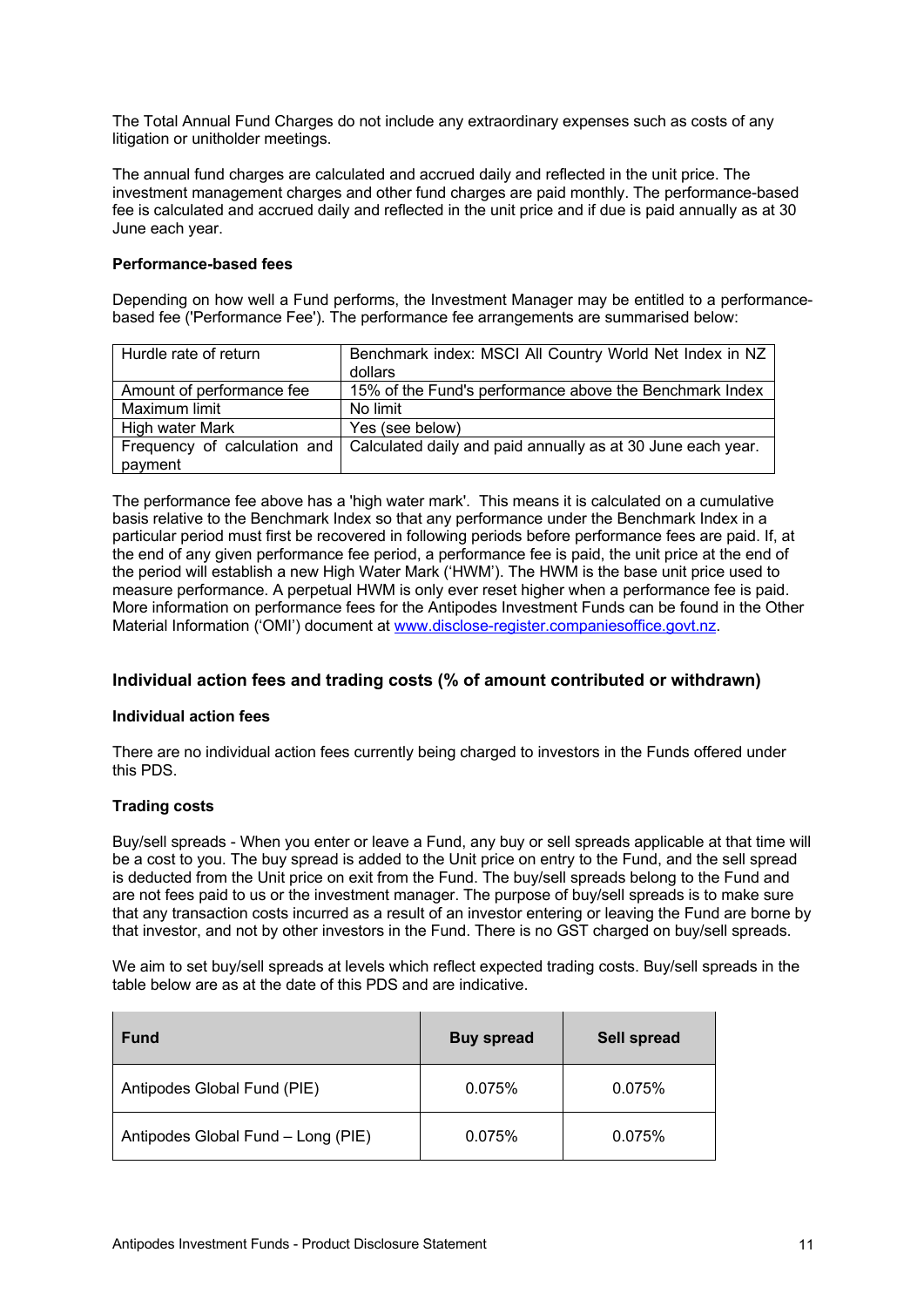The Total Annual Fund Charges do not include any extraordinary expenses such as costs of any litigation or unitholder meetings.

The annual fund charges are calculated and accrued daily and reflected in the unit price. The investment management charges and other fund charges are paid monthly. The performance-based fee is calculated and accrued daily and reflected in the unit price and if due is paid annually as at 30 June each year.

**Performance-based fees**

Depending on how well a Fund performs, the Investment Manager may be entitled to a performance-based fee ('Performance Fee'). The performance fee arrangements are summarised below:

| | |
|---|---|
| Hurdle rate of return | Benchmark index: MSCI All Country World Net Index in NZ dollars |
| Amount of performance fee | 15% of the Fund's performance above the Benchmark Index |
| Maximum limit | No limit |
| High water Mark | Yes (see below) |
| Frequency of calculation and payment | Calculated daily and paid annually as at 30 June each year. |

The performance fee above has a 'high water mark'. This means it is calculated on a cumulative basis relative to the Benchmark Index so that any performance under the Benchmark Index in a particular period must first be recovered in following periods before performance fees are paid. If, at the end of any given performance fee period, a performance fee is paid, the unit price at the end of the period will establish a new High Water Mark ('HWM'). The HWM is the base unit price used to measure performance. A perpetual HWM is only ever reset higher when a performance fee is paid. More information on performance fees for the Antipodes Investment Funds can be found in the Other Material Information ('OMI') document at www.disclose-register.companiesoffice.govt.nz.

## Individual action fees and trading costs (% of amount contributed or withdrawn)

**Individual action fees**

There are no individual action fees currently being charged to investors in the Funds offered under this PDS.

**Trading costs**

Buy/sell spreads - When you enter or leave a Fund, any buy or sell spreads applicable at that time will be a cost to you. The buy spread is added to the Unit price on entry to the Fund, and the sell spread is deducted from the Unit price on exit from the Fund. The buy/sell spreads belong to the Fund and are not fees paid to us or the investment manager. The purpose of buy/sell spreads is to make sure that any transaction costs incurred as a result of an investor entering or leaving the Fund are borne by that investor, and not by other investors in the Fund. There is no GST charged on buy/sell spreads.

We aim to set buy/sell spreads at levels which reflect expected trading costs. Buy/sell spreads in the table below are as at the date of this PDS and are indicative.

| Fund | Buy spread | Sell spread |
|---|---|---|
| Antipodes Global Fund (PIE) | 0.075% | 0.075% |
| Antipodes Global Fund – Long (PIE) | 0.075% | 0.075% |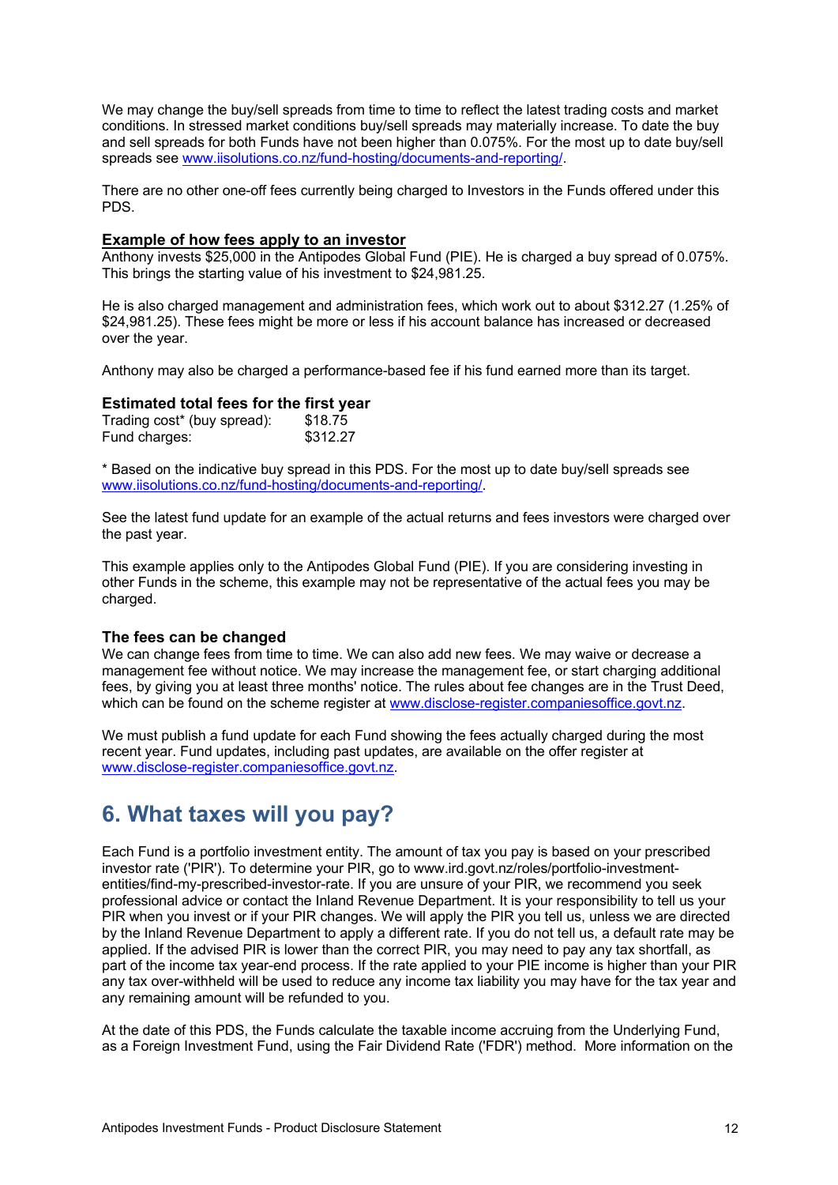We may change the buy/sell spreads from time to time to reflect the latest trading costs and market conditions. In stressed market conditions buy/sell spreads may materially increase. To date the buy and sell spreads for both Funds have not been higher than 0.075%. For the most up to date buy/sell spreads see [www.iisolutions.co.nz/fund-hosting/documents-and-reporting/](www.iisolutions.co.nz/fund-hosting/documents-and-reporting/).

There are no other one-off fees currently being charged to Investors in the Funds offered under this PDS.

### Example of how fees apply to an investor

Anthony invests $25,000 in the Antipodes Global Fund (PIE). He is charged a buy spread of 0.075%. This brings the starting value of his investment to $24,981.25.

He is also charged management and administration fees, which work out to about $312.27 (1.25% of $24,981.25). These fees might be more or less if his account balance has increased or decreased over the year.

Anthony may also be charged a performance-based fee if his fund earned more than its target.

### Estimated total fees for the first year

| | |
|---|---|
| Trading cost* (buy spread): | $18.75 |
| Fund charges: | $312.27 |

* Based on the indicative buy spread in this PDS. For the most up to date buy/sell spreads see [www.iisolutions.co.nz/fund-hosting/documents-and-reporting/](www.iisolutions.co.nz/fund-hosting/documents-and-reporting/).

See the latest fund update for an example of the actual returns and fees investors were charged over the past year.

This example applies only to the Antipodes Global Fund (PIE). If you are considering investing in other Funds in the scheme, this example may not be representative of the actual fees you may be charged.

### The fees can be changed

We can change fees from time to time. We can also add new fees. We may waive or decrease a management fee without notice. We may increase the management fee, or start charging additional fees, by giving you at least three months' notice. The rules about fee changes are in the Trust Deed, which can be found on the scheme register at [www.disclose-register.companiesoffice.govt.nz](www.disclose-register.companiesoffice.govt.nz).

We must publish a fund update for each Fund showing the fees actually charged during the most recent year. Fund updates, including past updates, are available on the offer register at [www.disclose-register.companiesoffice.govt.nz](www.disclose-register.companiesoffice.govt.nz).

## 6. What taxes will you pay?

Each Fund is a portfolio investment entity. The amount of tax you pay is based on your prescribed investor rate ('PIR'). To determine your PIR, go to www.ird.govt.nz/roles/portfolio-investment-entities/find-my-prescribed-investor-rate. If you are unsure of your PIR, we recommend you seek professional advice or contact the Inland Revenue Department. It is your responsibility to tell us your PIR when you invest or if your PIR changes. We will apply the PIR you tell us, unless we are directed by the Inland Revenue Department to apply a different rate. If you do not tell us, a default rate may be applied. If the advised PIR is lower than the correct PIR, you may need to pay any tax shortfall, as part of the income tax year-end process. If the rate applied to your PIE income is higher than your PIR any tax over-withheld will be used to reduce any income tax liability you may have for the tax year and any remaining amount will be refunded to you.

At the date of this PDS, the Funds calculate the taxable income accruing from the Underlying Fund, as a Foreign Investment Fund, using the Fair Dividend Rate ('FDR') method. More information on the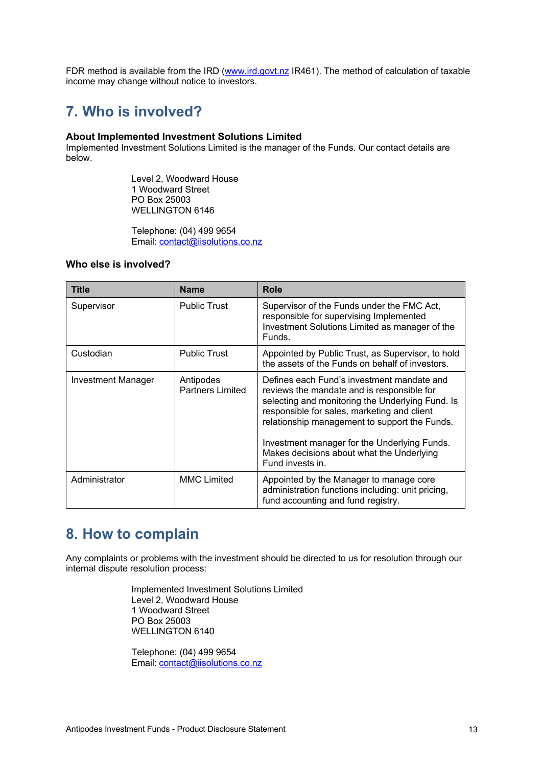FDR method is available from the IRD (www.ird.govt.nz IR461). The method of calculation of taxable income may change without notice to investors.

# 7. Who is involved?

**About Implemented Investment Solutions Limited**

Implemented Investment Solutions Limited is the manager of the Funds. Our contact details are below.

Level 2, Woodward House
1 Woodward Street
PO Box 25003
WELLINGTON 6146

Telephone: (04) 499 9654
Email: contact@iisolutions.co.nz

**Who else is involved?**

| Title | Name | Role |
|---|---|---|
| Supervisor | Public Trust | Supervisor of the Funds under the FMC Act, responsible for supervising Implemented Investment Solutions Limited as manager of the Funds. |
| Custodian | Public Trust | Appointed by Public Trust, as Supervisor, to hold the assets of the Funds on behalf of investors. |
| Investment Manager | Antipodes Partners Limited | Defines each Fund's investment mandate and reviews the mandate and is responsible for selecting and monitoring the Underlying Fund. Is responsible for sales, marketing and client relationship management to support the Funds.<br><br>Investment manager for the Underlying Funds. Makes decisions about what the Underlying Fund invests in. |
| Administrator | MMC Limited | Appointed by the Manager to manage core administration functions including: unit pricing, fund accounting and fund registry. |

# 8. How to complain

Any complaints or problems with the investment should be directed to us for resolution through our internal dispute resolution process:

Implemented Investment Solutions Limited
Level 2, Woodward House
1 Woodward Street
PO Box 25003
WELLINGTON 6140

Telephone: (04) 499 9654
Email: contact@iisolutions.co.nz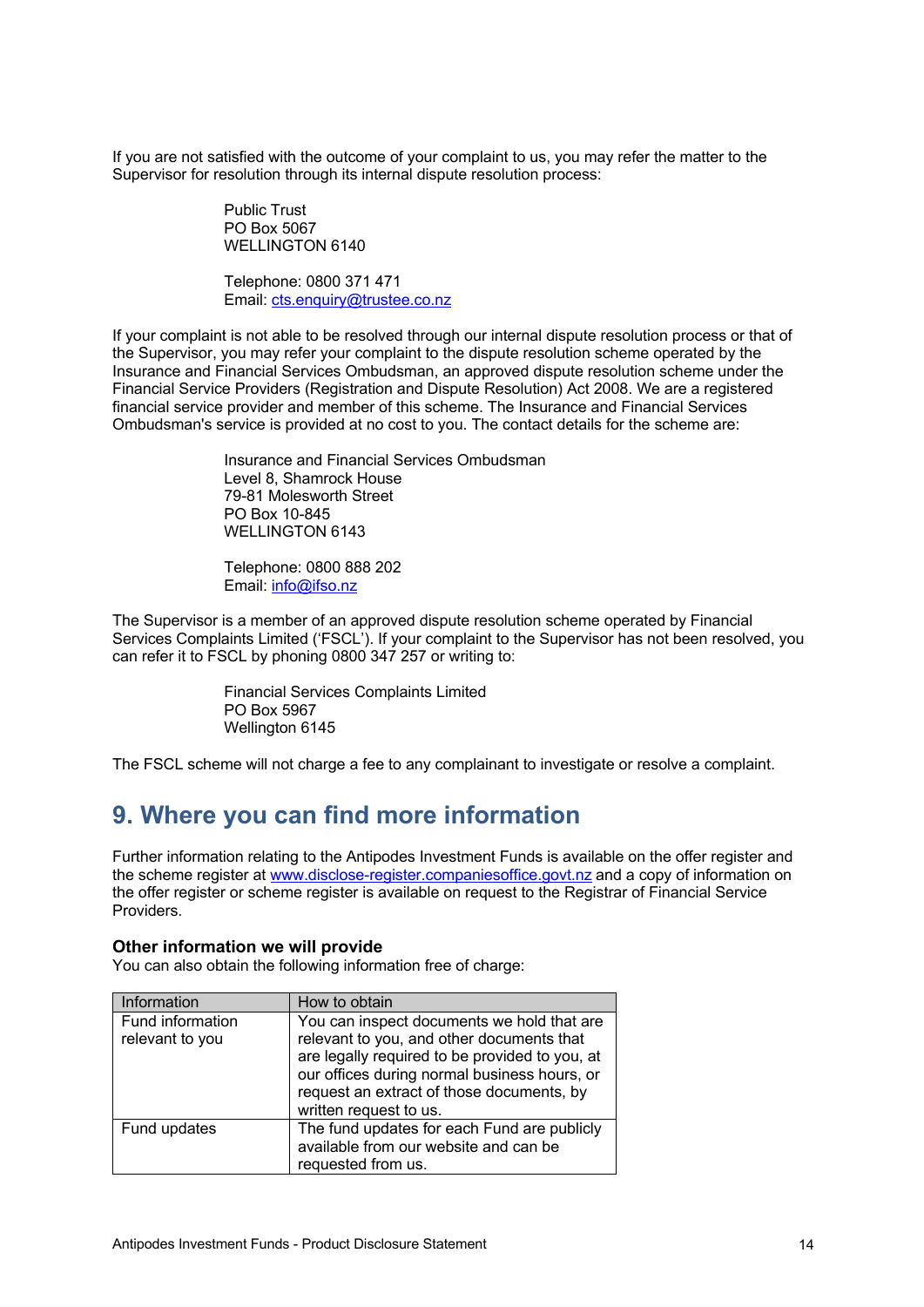If you are not satisfied with the outcome of your complaint to us, you may refer the matter to the Supervisor for resolution through its internal dispute resolution process:

Public Trust
PO Box 5067
WELLINGTON 6140

Telephone: 0800 371 471
Email: cts.enquiry@trustee.co.nz

If your complaint is not able to be resolved through our internal dispute resolution process or that of the Supervisor, you may refer your complaint to the dispute resolution scheme operated by the Insurance and Financial Services Ombudsman, an approved dispute resolution scheme under the Financial Service Providers (Registration and Dispute Resolution) Act 2008. We are a registered financial service provider and member of this scheme. The Insurance and Financial Services Ombudsman's service is provided at no cost to you. The contact details for the scheme are:

Insurance and Financial Services Ombudsman
Level 8, Shamrock House
79-81 Molesworth Street
PO Box 10-845
WELLINGTON 6143

Telephone: 0800 888 202
Email: info@ifso.nz

The Supervisor is a member of an approved dispute resolution scheme operated by Financial Services Complaints Limited ('FSCL'). If your complaint to the Supervisor has not been resolved, you can refer it to FSCL by phoning 0800 347 257 or writing to:

Financial Services Complaints Limited
PO Box 5967
Wellington 6145

The FSCL scheme will not charge a fee to any complainant to investigate or resolve a complaint.

# 9. Where you can find more information

Further information relating to the Antipodes Investment Funds is available on the offer register and the scheme register at www.disclose-register.companiesoffice.govt.nz and a copy of information on the offer register or scheme register is available on request to the Registrar of Financial Service Providers.

### Other information we will provide

You can also obtain the following information free of charge:

| Information | How to obtain |
|---|---|
| Fund information relevant to you | You can inspect documents we hold that are relevant to you, and other documents that are legally required to be provided to you, at our offices during normal business hours, or request an extract of those documents, by written request to us. |
| Fund updates | The fund updates for each Fund are publicly available from our website and can be requested from us. |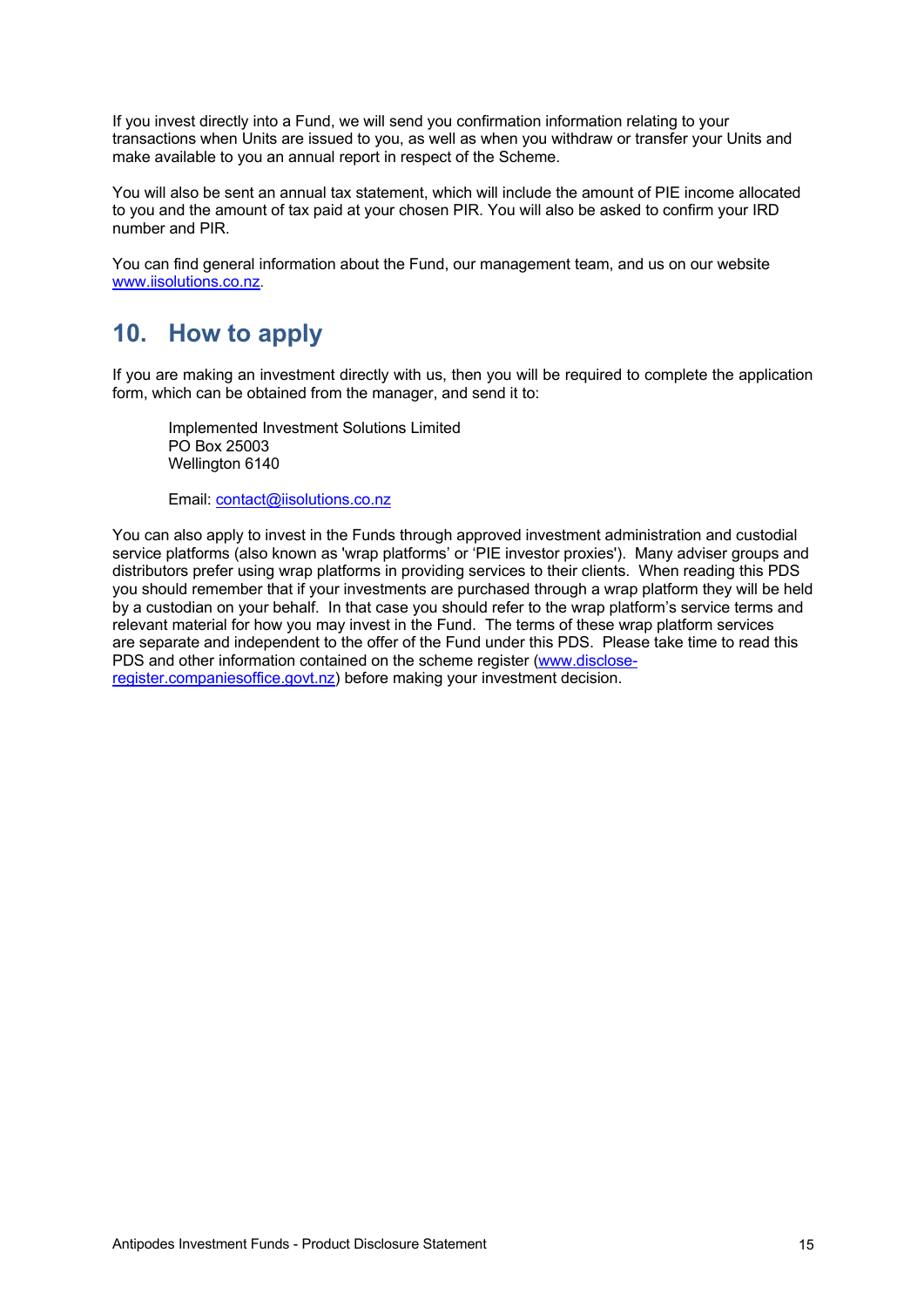If you invest directly into a Fund, we will send you confirmation information relating to your transactions when Units are issued to you, as well as when you withdraw or transfer your Units and make available to you an annual report in respect of the Scheme.

You will also be sent an annual tax statement, which will include the amount of PIE income allocated to you and the amount of tax paid at your chosen PIR. You will also be asked to confirm your IRD number and PIR.

You can find general information about the Fund, our management team, and us on our website www.iisolutions.co.nz.

## 10. How to apply

If you are making an investment directly with us, then you will be required to complete the application form, which can be obtained from the manager, and send it to:

> Implemented Investment Solutions Limited
> PO Box 25003
> Wellington 6140
>
> Email: contact@iisolutions.co.nz

You can also apply to invest in the Funds through approved investment administration and custodial service platforms (also known as 'wrap platforms' or 'PIE investor proxies'). Many adviser groups and distributors prefer using wrap platforms in providing services to their clients. When reading this PDS you should remember that if your investments are purchased through a wrap platform they will be held by a custodian on your behalf. In that case you should refer to the wrap platform's service terms and relevant material for how you may invest in the Fund. The terms of these wrap platform services are separate and independent to the offer of the Fund under this PDS. Please take time to read this PDS and other information contained on the scheme register (www.disclose-register.companiesoffice.govt.nz) before making your investment decision.